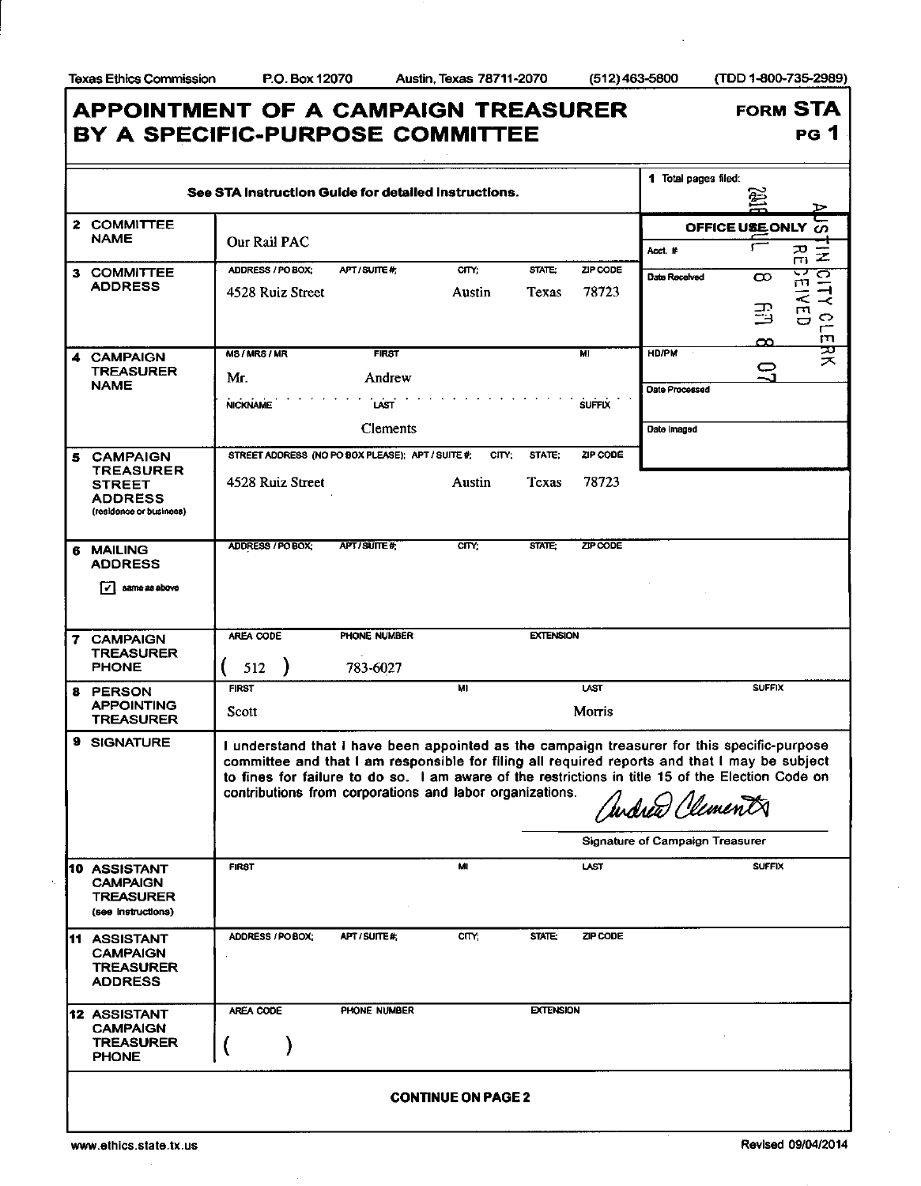Texas Ethics Commission P.O. Box 12070 Austin, Texas 78711-2070 (512) 463-5800 (TDD 1-800-735-2989)

# APPOINTMENT OF A CAMPAIGN TREASURER BY A SPECIFIC-PURPOSE COMMITTEE

**FORM STA PG 1**

See STA Instruction Guide for detailed instructions.

**1** Total pages filed:

**OFFICE USE ONLY**

Acct. #

Date Received: AUSTIN CITY CLERK RECEIVED 2018 JUL 8 PM 3 07

HD/PM

Date Processed

Date Imaged

| | |
|---|---|
| **2 COMMITTEE NAME** | Our Rail PAC |
| **3 COMMITTEE ADDRESS** | ADDRESS / PO BOX: 4528 Ruiz Street; APT / SUITE #: ; CITY: Austin; STATE: Texas; ZIP CODE: 78723 |
| **4 CAMPAIGN TREASURER NAME** | MS / MRS / MR: Mr.; FIRST: Andrew; MI: ; NICKNAME: ; LAST: Clements; SUFFIX: |
| **5 CAMPAIGN TREASURER STREET ADDRESS** (residence or business) | STREET ADDRESS (NO PO BOX PLEASE); APT / SUITE #: 4528 Ruiz Street; CITY: Austin; STATE: Texas; ZIP CODE: 78723 |
| **6 MAILING ADDRESS** | [✓] same as above<br>ADDRESS / PO BOX: ; APT / SUITE #: ; CITY: ; STATE: ; ZIP CODE: |
| **7 CAMPAIGN TREASURER PHONE** | AREA CODE: (512); PHONE NUMBER: 783-6027; EXTENSION: |
| **8 PERSON APPOINTING TREASURER** | FIRST: Scott; MI: ; LAST: Morris; SUFFIX: |
| **9 SIGNATURE** | I understand that I have been appointed as the campaign treasurer for this specific-purpose committee and that I am responsible for filing all required reports and that I may be subject to fines for failure to do so. I am aware of the restrictions in title 15 of the Election Code on contributions from corporations and labor organizations.<br>Andrew Clements<br>Signature of Campaign Treasurer |
| **10 ASSISTANT CAMPAIGN TREASURER** (see instructions) | FIRST: ; MI: ; LAST: ; SUFFIX: |
| **11 ASSISTANT CAMPAIGN TREASURER ADDRESS** | ADDRESS / PO BOX: ; APT / SUITE #: ; CITY: ; STATE: ; ZIP CODE: |
| **12 ASSISTANT CAMPAIGN TREASURER PHONE** | AREA CODE: ( ); PHONE NUMBER: ; EXTENSION: |

**CONTINUE ON PAGE 2**

www.ethics.state.tx.us Revised 09/04/2014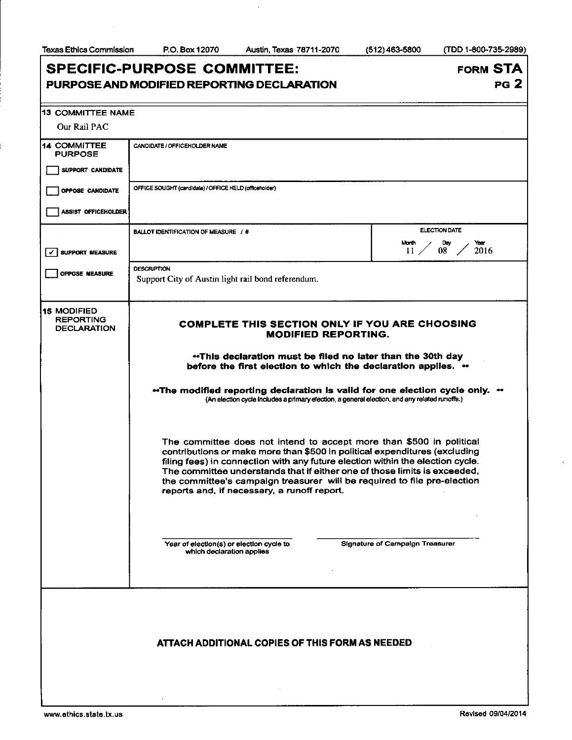Texas Ethics Commission P.O. Box 12070 Austin, Texas 78711-2070 (512) 463-5800 (TDD 1-800-735-2989)

# SPECIFIC-PURPOSE COMMITTEE: PURPOSE AND MODIFIED REPORTING DECLARATION

**FORM STA PG 2**

**13 COMMITTEE NAME**

Our Rail PAC

**14 COMMITTEE PURPOSE**

- [ ] SUPPORT CANDIDATE
- [ ] OPPOSE CANDIDATE
- [ ] ASSIST OFFICEHOLDER

CANDIDATE / OFFICEHOLDER NAME

OFFICE SOUGHT (candidate) / OFFICE HELD (officeholder)

- [x] SUPPORT MEASURE
- [ ] OPPOSE MEASURE

BALLOT IDENTIFICATION OF MEASURE / #

ELECTION DATE: Month 11 / Day 08 / Year 2016

DESCRIPTION

Support City of Austin light rail bond referendum.

**15 MODIFIED REPORTING DECLARATION**

**COMPLETE THIS SECTION ONLY IF YOU ARE CHOOSING MODIFIED REPORTING.**

**••This declaration must be filed no later than the 30th day before the first election to which the declaration applies. ••**

**••The modified reporting declaration is valid for one election cycle only. ••**

(An election cycle includes a primary election, a general election, and any related runoffs.)

The committee does not intend to accept more than $500 in political contributions or make more than $500 in political expenditures (excluding filing fees) in connection with any future election within the election cycle. The committee understands that if either one of those limits is exceeded, the committee's campaign treasurer will be required to file pre-election reports and, if necessary, a runoff report.

\_\_\_\_\_\_\_\_\_\_\_\_\_\_\_\_\_\_\_\_\_\_\_\_\_\_\_\_
Year of election(s) or election cycle to which declaration applies

\_\_\_\_\_\_\_\_\_\_\_\_\_\_\_\_\_\_\_\_\_\_\_\_\_\_\_\_
Signature of Campaign Treasurer

**ATTACH ADDITIONAL COPIES OF THIS FORM AS NEEDED**

www.ethics.state.tx.us Revised 09/04/2014